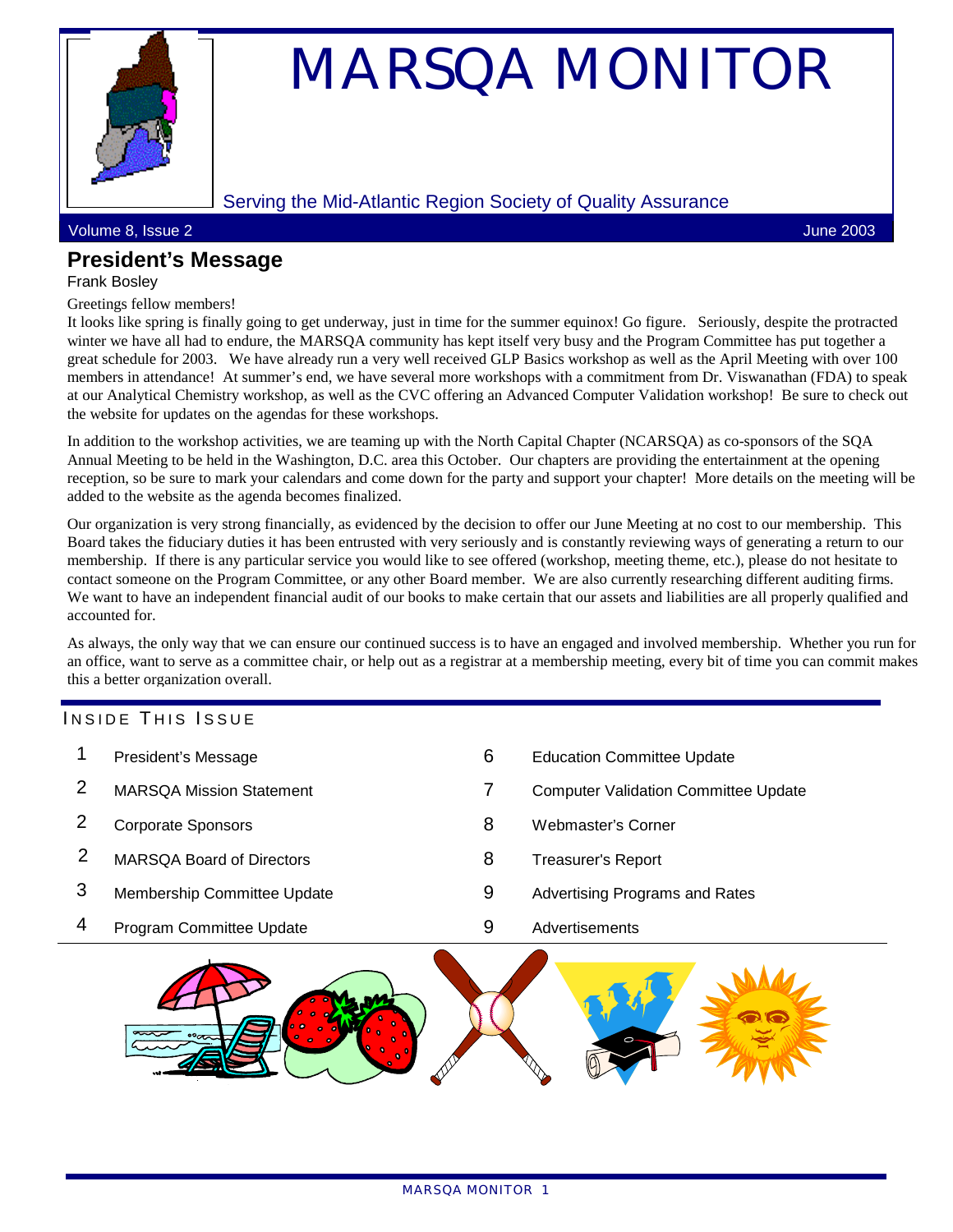# MARSQA MONITOR

Serving the Mid-Atlantic Region Society of Quality Assurance

Volume 8, Issue 2 June 2003

## President's Message

Frank Bosley

Greetings fellow members!

It looks like spring is finally going to get underway, just in time for the summer equinox! Go figure. Seriously, despite the protracted winter we have all had to endure, the MARSQA community has kept itself very busy and the Program Committee has put together a great schedule for 2003. We have already run a very well received GLP Basics workshop as well as the April Meeting with over 100 members in attendance! At summer's end, we have several more workshops with a commitment from Dr. Viswanathan (FDA) to speak at our Analytical Chemistry workshop, as well as the CVC offering an Advanced Computer Validation workshop! Be sure to check out the website for updates on the agendas for these workshops.

In addition to the workshop activities, we are teaming up with the North Capital Chapter (NCARSQA) as co-sponsors of the SQA Annual Meeting to be held in the Washington, D.C. area this October. Our chapters are providing the entertainment at the opening reception, so be sure to mark your calendars and come down for the party and support your chapter! More details on the meeting will be added to the website as the agenda becomes finalized.

Our organization is very strong financially, as evidenced by the decision to offer our June Meeting at no cost to our membership. This Board takes the fiduciary duties it has been entrusted with very seriously and is constantly reviewing ways of generating a return to our membership. If there is any particular service you would like to see offered (workshop, meeting theme, etc.), please do not hesitate to contact someone on the Program Committee, or any other Board member. We are also currently researching different auditing firms. We want to have an independent financial audit of our books to make certain that our assets and liabilities are all properly qualified and accounted for.

As always, the only way that we can ensure our continued success is to have an engaged and involved membership. Whether you run for an office, want to serve as a committee chair, or help out as a registrar at a membership meeting, every bit of time you can commit makes this a better organization overall.

### Inside This Issue

| | | | |
|---|---|---|---|
| 1 | President's Message | 6 | Education Committee Update |
| 2 | MARSQA Mission Statement | 7 | Computer Validation Committee Update |
| 2 | Corporate Sponsors | 8 | Webmaster's Corner |
| 2 | MARSQA Board of Directors | 8 | Treasurer's Report |
| 3 | Membership Committee Update | 9 | Advertising Programs and Rates |
| 4 | Program Committee Update | 9 | Advertisements |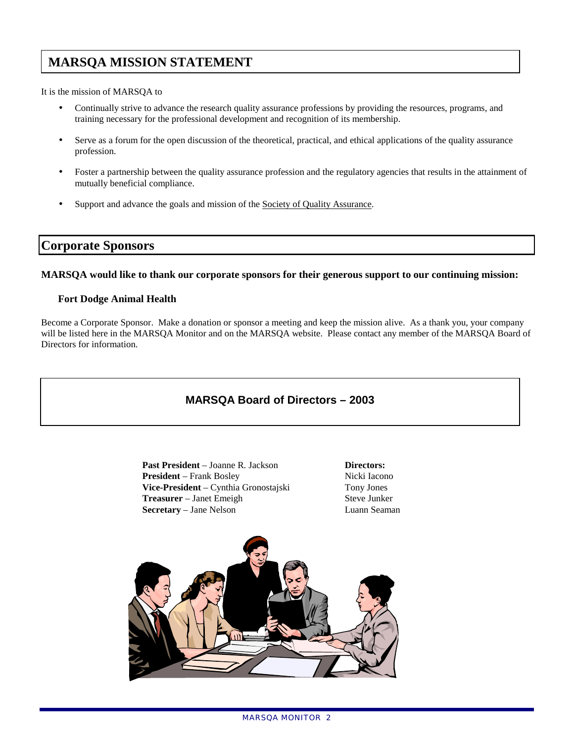# MARSQA MISSION STATEMENT

It is the mission of MARSQA to

- Continually strive to advance the research quality assurance professions by providing the resources, programs, and training necessary for the professional development and recognition of its membership.
- Serve as a forum for the open discussion of the theoretical, practical, and ethical applications of the quality assurance profession.
- Foster a partnership between the quality assurance profession and the regulatory agencies that results in the attainment of mutually beneficial compliance.
- Support and advance the goals and mission of the Society of Quality Assurance.

# Corporate Sponsors

**MARSQA would like to thank our corporate sponsors for their generous support to our continuing mission:**

**Fort Dodge Animal Health**

Become a Corporate Sponsor. Make a donation or sponsor a meeting and keep the mission alive. As a thank you, your company will be listed here in the MARSQA Monitor and on the MARSQA website. Please contact any member of the MARSQA Board of Directors for information.

## MARSQA Board of Directors – 2003

**Past President** – Joanne R. Jackson
**President** – Frank Bosley
**Vice-President** – Cynthia Gronostajski
**Treasurer** – Janet Emeigh
**Secretary** – Jane Nelson

**Directors:**
Nicki Iacono
Tony Jones
Steve Junker
Luann Seaman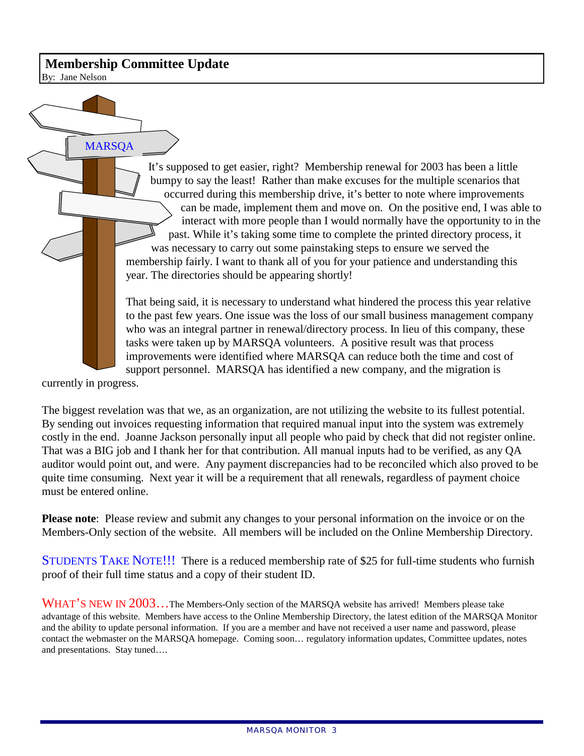## Membership Committee Update

By: Jane Nelson

MARSQA

It's supposed to get easier, right? Membership renewal for 2003 has been a little bumpy to say the least! Rather than make excuses for the multiple scenarios that occurred during this membership drive, it's better to note where improvements can be made, implement them and move on. On the positive end, I was able to interact with more people than I would normally have the opportunity to in the past. While it's taking some time to complete the printed directory process, it was necessary to carry out some painstaking steps to ensure we served the membership fairly. I want to thank all of you for your patience and understanding this year. The directories should be appearing shortly!

That being said, it is necessary to understand what hindered the process this year relative to the past few years. One issue was the loss of our small business management company who was an integral partner in renewal/directory process. In lieu of this company, these tasks were taken up by MARSQA volunteers. A positive result was that process improvements were identified where MARSQA can reduce both the time and cost of support personnel. MARSQA has identified a new company, and the migration is currently in progress.

The biggest revelation was that we, as an organization, are not utilizing the website to its fullest potential. By sending out invoices requesting information that required manual input into the system was extremely costly in the end. Joanne Jackson personally input all people who paid by check that did not register online. That was a BIG job and I thank her for that contribution. All manual inputs had to be verified, as any QA auditor would point out, and were. Any payment discrepancies had to be reconciled which also proved to be quite time consuming. Next year it will be a requirement that all renewals, regardless of payment choice must be entered online.

**Please note**: Please review and submit any changes to your personal information on the invoice or on the Members-Only section of the website. All members will be included on the Online Membership Directory.

STUDENTS TAKE NOTE!!! There is a reduced membership rate of $25 for full-time students who furnish proof of their full time status and a copy of their student ID.

WHAT'S NEW IN 2003… The Members-Only section of the MARSQA website has arrived! Members please take advantage of this website. Members have access to the Online Membership Directory, the latest edition of the MARSQA Monitor and the ability to update personal information. If you are a member and have not received a user name and password, please contact the webmaster on the MARSQA homepage. Coming soon… regulatory information updates, Committee updates, notes and presentations. Stay tuned….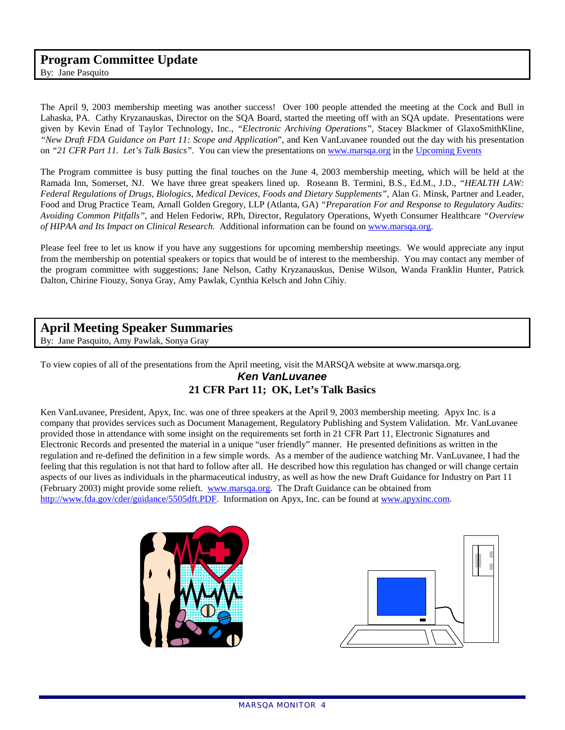## Program Committee Update

By: Jane Pasquito

The April 9, 2003 membership meeting was another success! Over 100 people attended the meeting at the Cock and Bull in Lahaska, PA. Cathy Kryzanauskas, Director on the SQA Board, started the meeting off with an SQA update. Presentations were given by Kevin Enad of Taylor Technology, Inc., *"Electronic Archiving Operations"*, Stacey Blackmer of GlaxoSmithKline, *"New Draft FDA Guidance on Part 11: Scope and Application*", and Ken VanLuvanee rounded out the day with his presentation on *"21 CFR Part 11. Let's Talk Basics"*. You can view the presentations on www.marsqa.org in the Upcoming Events

The Program committee is busy putting the final touches on the June 4, 2003 membership meeting, which will be held at the Ramada Inn, Somerset, NJ. We have three great speakers lined up. Roseann B. Termini, B.S., Ed.M., J.D., *"HEALTH LAW: Federal Regulations of Drugs, Biologics, Medical Devices, Foods and Dietary Supplements"*, Alan G. Minsk, Partner and Leader, Food and Drug Practice Team, Arnall Golden Gregory, LLP (Atlanta, GA) *"Preparation For and Response to Regulatory Audits: Avoiding Common Pitfalls"*, and Helen Fedoriw, RPh, Director, Regulatory Operations, Wyeth Consumer Healthcare *"Overview of HIPAA and Its Impact on Clinical Research.* Additional information can be found on www.marsqa.org.

Please feel free to let us know if you have any suggestions for upcoming membership meetings. We would appreciate any input from the membership on potential speakers or topics that would be of interest to the membership. You may contact any member of the program committee with suggestions; Jane Nelson, Cathy Kryzanauskus, Denise Wilson, Wanda Franklin Hunter, Patrick Dalton, Chirine Fiouzy, Sonya Gray, Amy Pawlak, Cynthia Kelsch and John Cihiy.

## April Meeting Speaker Summaries

By: Jane Pasquito, Amy Pawlak, Sonya Gray

To view copies of all of the presentations from the April meeting, visit the MARSQA website at www.marsqa.org.

### *Ken VanLuvanee*

### 21 CFR Part 11; OK, Let's Talk Basics

Ken VanLuvanee, President, Apyx, Inc. was one of three speakers at the April 9, 2003 membership meeting. Apyx Inc. is a company that provides services such as Document Management, Regulatory Publishing and System Validation. Mr. VanLuvanee provided those in attendance with some insight on the requirements set forth in 21 CFR Part 11, Electronic Signatures and Electronic Records and presented the material in a unique "user friendly" manner. He presented definitions as written in the regulation and re-defined the definition in a few simple words. As a member of the audience watching Mr. VanLuvanee, I had the feeling that this regulation is not that hard to follow after all. He described how this regulation has changed or will change certain aspects of our lives as individuals in the pharmaceutical industry, as well as how the new Draft Guidance for Industry on Part 11 (February 2003) might provide some relieft. www.marsqa.org. The Draft Guidance can be obtained from http://www.fda.gov/cder/guidance/5505dft.PDF. Information on Apyx, Inc. can be found at www.apyxinc.com.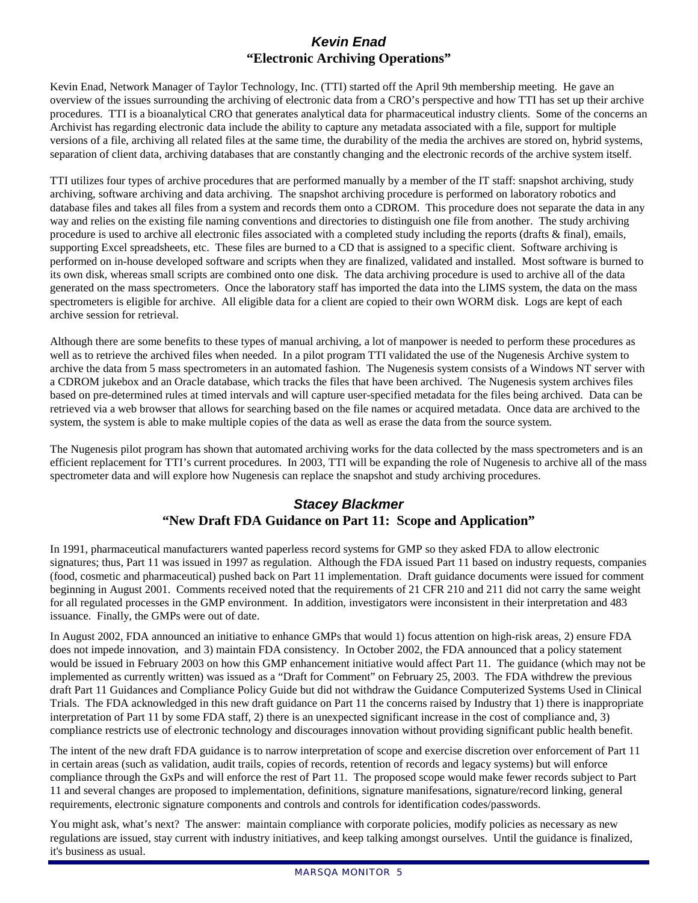## *Kevin Enad*
## "Electronic Archiving Operations"

Kevin Enad, Network Manager of Taylor Technology, Inc. (TTI) started off the April 9th membership meeting. He gave an overview of the issues surrounding the archiving of electronic data from a CRO's perspective and how TTI has set up their archive procedures. TTI is a bioanalytical CRO that generates analytical data for pharmaceutical industry clients. Some of the concerns an Archivist has regarding electronic data include the ability to capture any metadata associated with a file, support for multiple versions of a file, archiving all related files at the same time, the durability of the media the archives are stored on, hybrid systems, separation of client data, archiving databases that are constantly changing and the electronic records of the archive system itself.

TTI utilizes four types of archive procedures that are performed manually by a member of the IT staff: snapshot archiving, study archiving, software archiving and data archiving. The snapshot archiving procedure is performed on laboratory robotics and database files and takes all files from a system and records them onto a CDROM. This procedure does not separate the data in any way and relies on the existing file naming conventions and directories to distinguish one file from another. The study archiving procedure is used to archive all electronic files associated with a completed study including the reports (drafts & final), emails, supporting Excel spreadsheets, etc. These files are burned to a CD that is assigned to a specific client. Software archiving is performed on in-house developed software and scripts when they are finalized, validated and installed. Most software is burned to its own disk, whereas small scripts are combined onto one disk. The data archiving procedure is used to archive all of the data generated on the mass spectrometers. Once the laboratory staff has imported the data into the LIMS system, the data on the mass spectrometers is eligible for archive. All eligible data for a client are copied to their own WORM disk. Logs are kept of each archive session for retrieval.

Although there are some benefits to these types of manual archiving, a lot of manpower is needed to perform these procedures as well as to retrieve the archived files when needed. In a pilot program TTI validated the use of the Nugenesis Archive system to archive the data from 5 mass spectrometers in an automated fashion. The Nugenesis system consists of a Windows NT server with a CDROM jukebox and an Oracle database, which tracks the files that have been archived. The Nugenesis system archives files based on pre-determined rules at timed intervals and will capture user-specified metadata for the files being archived. Data can be retrieved via a web browser that allows for searching based on the file names or acquired metadata. Once data are archived to the system, the system is able to make multiple copies of the data as well as erase the data from the source system.

The Nugenesis pilot program has shown that automated archiving works for the data collected by the mass spectrometers and is an efficient replacement for TTI's current procedures. In 2003, TTI will be expanding the role of Nugenesis to archive all of the mass spectrometer data and will explore how Nugenesis can replace the snapshot and study archiving procedures.

## *Stacey Blackmer*
## "New Draft FDA Guidance on Part 11: Scope and Application"

In 1991, pharmaceutical manufacturers wanted paperless record systems for GMP so they asked FDA to allow electronic signatures; thus, Part 11 was issued in 1997 as regulation. Although the FDA issued Part 11 based on industry requests, companies (food, cosmetic and pharmaceutical) pushed back on Part 11 implementation. Draft guidance documents were issued for comment beginning in August 2001. Comments received noted that the requirements of 21 CFR 210 and 211 did not carry the same weight for all regulated processes in the GMP environment. In addition, investigators were inconsistent in their interpretation and 483 issuance. Finally, the GMPs were out of date.

In August 2002, FDA announced an initiative to enhance GMPs that would 1) focus attention on high-risk areas, 2) ensure FDA does not impede innovation, and 3) maintain FDA consistency. In October 2002, the FDA announced that a policy statement would be issued in February 2003 on how this GMP enhancement initiative would affect Part 11. The guidance (which may not be implemented as currently written) was issued as a "Draft for Comment" on February 25, 2003. The FDA withdrew the previous draft Part 11 Guidances and Compliance Policy Guide but did not withdraw the Guidance Computerized Systems Used in Clinical Trials. The FDA acknowledged in this new draft guidance on Part 11 the concerns raised by Industry that 1) there is inappropriate interpretation of Part 11 by some FDA staff, 2) there is an unexpected significant increase in the cost of compliance and, 3) compliance restricts use of electronic technology and discourages innovation without providing significant public health benefit.

The intent of the new draft FDA guidance is to narrow interpretation of scope and exercise discretion over enforcement of Part 11 in certain areas (such as validation, audit trails, copies of records, retention of records and legacy systems) but will enforce compliance through the GxPs and will enforce the rest of Part 11. The proposed scope would make fewer records subject to Part 11 and several changes are proposed to implementation, definitions, signature manifesations, signature/record linking, general requirements, electronic signature components and controls and controls for identification codes/passwords.

You might ask, what's next? The answer: maintain compliance with corporate policies, modify policies as necessary as new regulations are issued, stay current with industry initiatives, and keep talking amongst ourselves. Until the guidance is finalized, it's business as usual.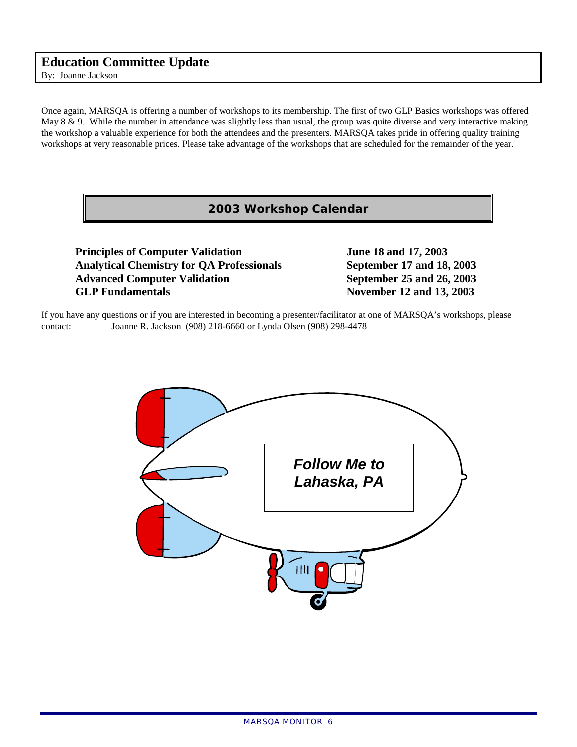## Education Committee Update

By: Joanne Jackson

Once again, MARSQA is offering a number of workshops to its membership. The first of two GLP Basics workshops was offered May 8 & 9. While the number in attendance was slightly less than usual, the group was quite diverse and very interactive making the workshop a valuable experience for both the attendees and the presenters. MARSQA takes pride in offering quality training workshops at very reasonable prices. Please take advantage of the workshops that are scheduled for the remainder of the year.

### 2003 Workshop Calendar

| Workshop | Date |
|---|---|
| **Principles of Computer Validation** | **June 18 and 17, 2003** |
| **Analytical Chemistry for QA Professionals** | **September 17 and 18, 2003** |
| **Advanced Computer Validation** | **September 25 and 26, 2003** |
| **GLP Fundamentals** | **November 12 and 13, 2003** |

If you have any questions or if you are interested in becoming a presenter/facilitator at one of MARSQA's workshops, please contact: Joanne R. Jackson (908) 218-6660 or Lynda Olsen (908) 298-4478

***Follow Me to Lahaska, PA***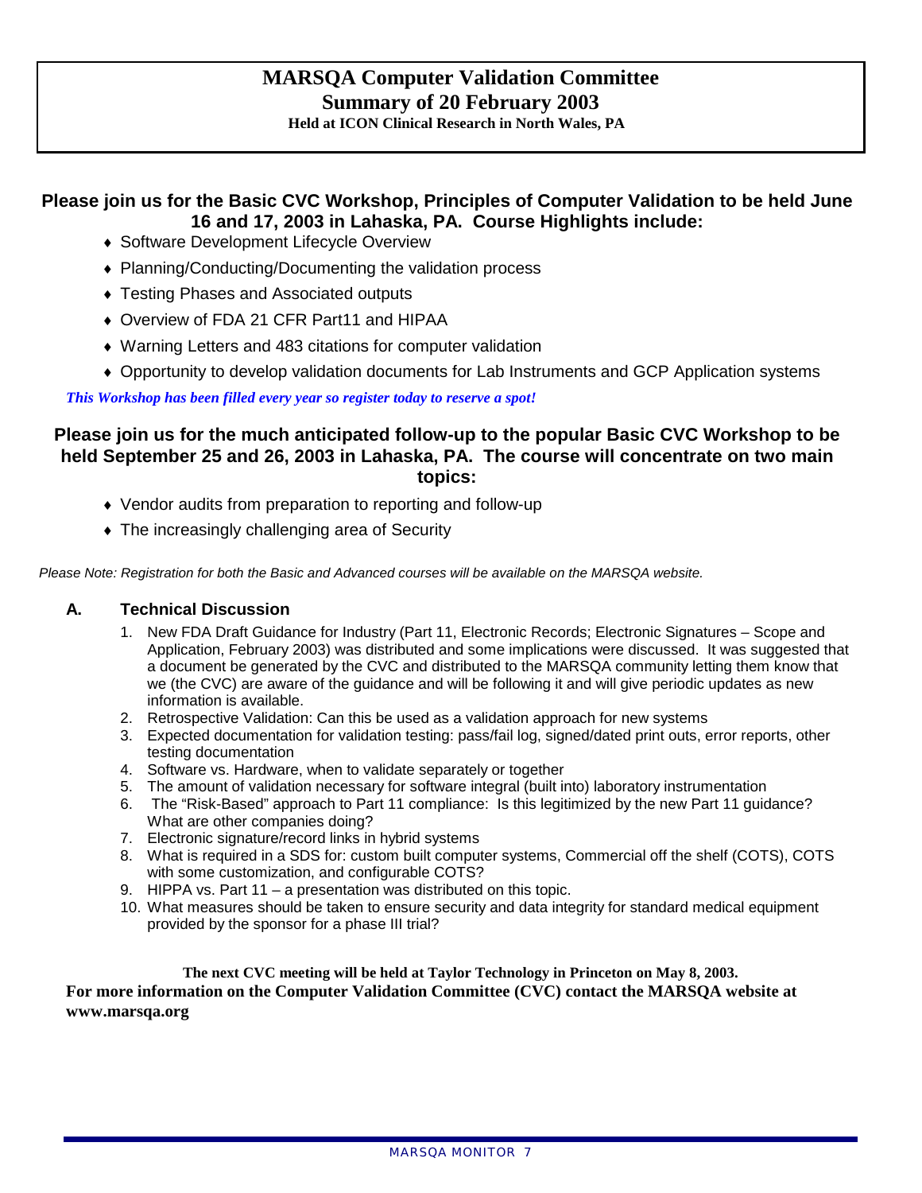# MARSQA Computer Validation Committee

## Summary of 20 February 2003

**Held at ICON Clinical Research in North Wales, PA**

**Please join us for the Basic CVC Workshop, Principles of Computer Validation to be held June 16 and 17, 2003 in Lahaska, PA. Course Highlights include:**

- Software Development Lifecycle Overview
- Planning/Conducting/Documenting the validation process
- Testing Phases and Associated outputs
- Overview of FDA 21 CFR Part11 and HIPAA
- Warning Letters and 483 citations for computer validation
- Opportunity to develop validation documents for Lab Instruments and GCP Application systems

***This Workshop has been filled every year so register today to reserve a spot!***

**Please join us for the much anticipated follow-up to the popular Basic CVC Workshop to be held September 25 and 26, 2003 in Lahaska, PA. The course will concentrate on two main topics:**

- Vendor audits from preparation to reporting and follow-up
- The increasingly challenging area of Security

*Please Note: Registration for both the Basic and Advanced courses will be available on the MARSQA website.*

### A. Technical Discussion

1. New FDA Draft Guidance for Industry (Part 11, Electronic Records; Electronic Signatures – Scope and Application, February 2003) was distributed and some implications were discussed. It was suggested that a document be generated by the CVC and distributed to the MARSQA community letting them know that we (the CVC) are aware of the guidance and will be following it and will give periodic updates as new information is available.
2. Retrospective Validation: Can this be used as a validation approach for new systems
3. Expected documentation for validation testing: pass/fail log, signed/dated print outs, error reports, other testing documentation
4. Software vs. Hardware, when to validate separately or together
5. The amount of validation necessary for software integral (built into) laboratory instrumentation
6. The "Risk-Based" approach to Part 11 compliance: Is this legitimized by the new Part 11 guidance? What are other companies doing?
7. Electronic signature/record links in hybrid systems
8. What is required in a SDS for: custom built computer systems, Commercial off the shelf (COTS), COTS with some customization, and configurable COTS?
9. HIPPA vs. Part 11 – a presentation was distributed on this topic.
10. What measures should be taken to ensure security and data integrity for standard medical equipment provided by the sponsor for a phase III trial?

**The next CVC meeting will be held at Taylor Technology in Princeton on May 8, 2003.**

**For more information on the Computer Validation Committee (CVC) contact the MARSQA website at www.marsqa.org**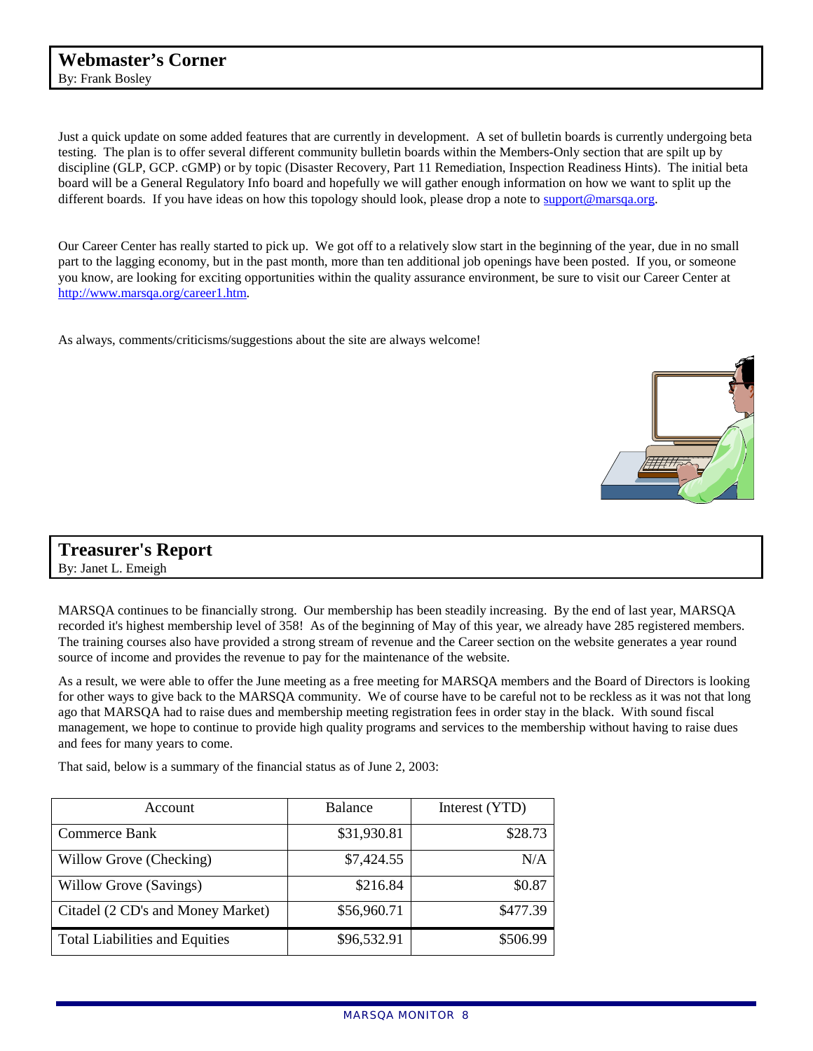## Webmaster's Corner

By: Frank Bosley

Just a quick update on some added features that are currently in development. A set of bulletin boards is currently undergoing beta testing. The plan is to offer several different community bulletin boards within the Members-Only section that are spilt up by discipline (GLP, GCP. cGMP) or by topic (Disaster Recovery, Part 11 Remediation, Inspection Readiness Hints). The initial beta board will be a General Regulatory Info board and hopefully we will gather enough information on how we want to split up the different boards. If you have ideas on how this topology should look, please drop a note to support@marsqa.org.

Our Career Center has really started to pick up. We got off to a relatively slow start in the beginning of the year, due in no small part to the lagging economy, but in the past month, more than ten additional job openings have been posted. If you, or someone you know, are looking for exciting opportunities within the quality assurance environment, be sure to visit our Career Center at http://www.marsqa.org/career1.htm.

As always, comments/criticisms/suggestions about the site are always welcome!

## Treasurer's Report

By: Janet L. Emeigh

MARSQA continues to be financially strong. Our membership has been steadily increasing. By the end of last year, MARSQA recorded it's highest membership level of 358! As of the beginning of May of this year, we already have 285 registered members. The training courses also have provided a strong stream of revenue and the Career section on the website generates a year round source of income and provides the revenue to pay for the maintenance of the website.

As a result, we were able to offer the June meeting as a free meeting for MARSQA members and the Board of Directors is looking for other ways to give back to the MARSQA community. We of course have to be careful not to be reckless as it was not that long ago that MARSQA had to raise dues and membership meeting registration fees in order stay in the black. With sound fiscal management, we hope to continue to provide high quality programs and services to the membership without having to raise dues and fees for many years to come.

That said, below is a summary of the financial status as of June 2, 2003:

| Account | Balance | Interest (YTD) |
|---|---|---|
| Commerce Bank | $31,930.81 | $28.73 |
| Willow Grove (Checking) | $7,424.55 | N/A |
| Willow Grove (Savings) | $216.84 | $0.87 |
| Citadel (2 CD's and Money Market) | $56,960.71 | $477.39 |
| Total Liabilities and Equities | $96,532.91 | $506.99 |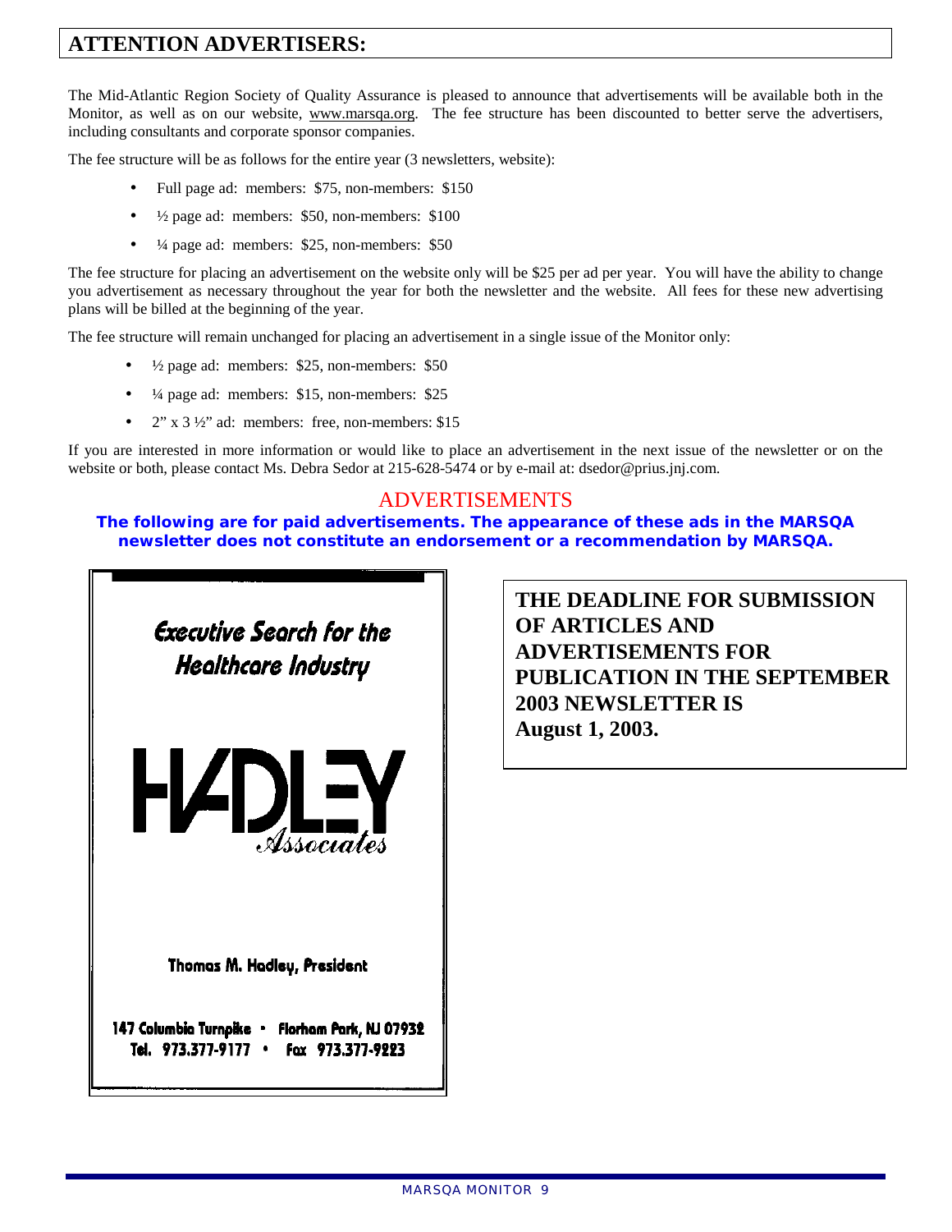## ATTENTION ADVERTISERS:

The Mid-Atlantic Region Society of Quality Assurance is pleased to announce that advertisements will be available both in the Monitor, as well as on our website, www.marsqa.org. The fee structure has been discounted to better serve the advertisers, including consultants and corporate sponsor companies.

The fee structure will be as follows for the entire year (3 newsletters, website):

- Full page ad: members: $75, non-members: $150
- ½ page ad: members: $50, non-members: $100
- ¼ page ad: members: $25, non-members: $50

The fee structure for placing an advertisement on the website only will be $25 per ad per year. You will have the ability to change you advertisement as necessary throughout the year for both the newsletter and the website. All fees for these new advertising plans will be billed at the beginning of the year.

The fee structure will remain unchanged for placing an advertisement in a single issue of the Monitor only:

- ½ page ad: members: $25, non-members: $50
- ¼ page ad: members: $15, non-members: $25
- 2" x 3 ½" ad: members: free, non-members: $15

If you are interested in more information or would like to place an advertisement in the next issue of the newsletter or on the website or both, please contact Ms. Debra Sedor at 215-628-5474 or by e-mail at: dsedor@prius.jnj.com.

## ADVERTISEMENTS

**The following are for paid advertisements. The appearance of these ads in the MARSQA newsletter does not constitute an endorsement or a recommendation by MARSQA.**

*Executive Search for the Healthcare Industry*

HADLEY *Associates*

Thomas M. Hadley, President

147 Columbia Turnpike • Florham Park, NJ 07932
Tel. 973.377-9177 • Fax 973.377-9223

**THE DEADLINE FOR SUBMISSION OF ARTICLES AND ADVERTISEMENTS FOR PUBLICATION IN THE SEPTEMBER 2003 NEWSLETTER IS August 1, 2003.**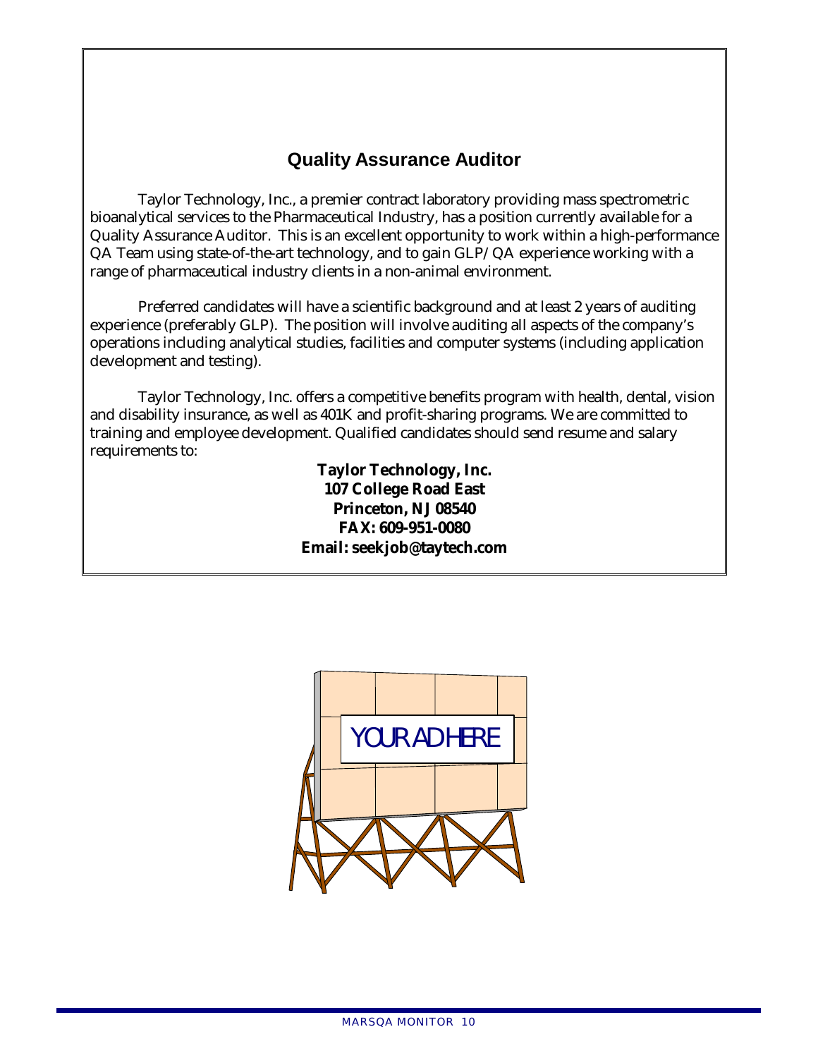## Quality Assurance Auditor

Taylor Technology, Inc., a premier contract laboratory providing mass spectrometric bioanalytical services to the Pharmaceutical Industry, has a position currently available for a Quality Assurance Auditor. This is an excellent opportunity to work within a high-performance QA Team using state-of-the-art technology, and to gain GLP/QA experience working with a range of pharmaceutical industry clients in a non-animal environment.

Preferred candidates will have a scientific background and at least 2 years of auditing experience (preferably GLP). The position will involve auditing all aspects of the company's operations including analytical studies, facilities and computer systems (including application development and testing).

Taylor Technology, Inc. offers a competitive benefits program with health, dental, vision and disability insurance, as well as 401K and profit-sharing programs. We are committed to training and employee development. Qualified candidates should send resume and salary requirements to:

**Taylor Technology, Inc.**
**107 College Road East**
**Princeton, NJ 08540**
**FAX: 609-951-0080**
**Email: seekjob@taytech.com**

YOUR AD HERE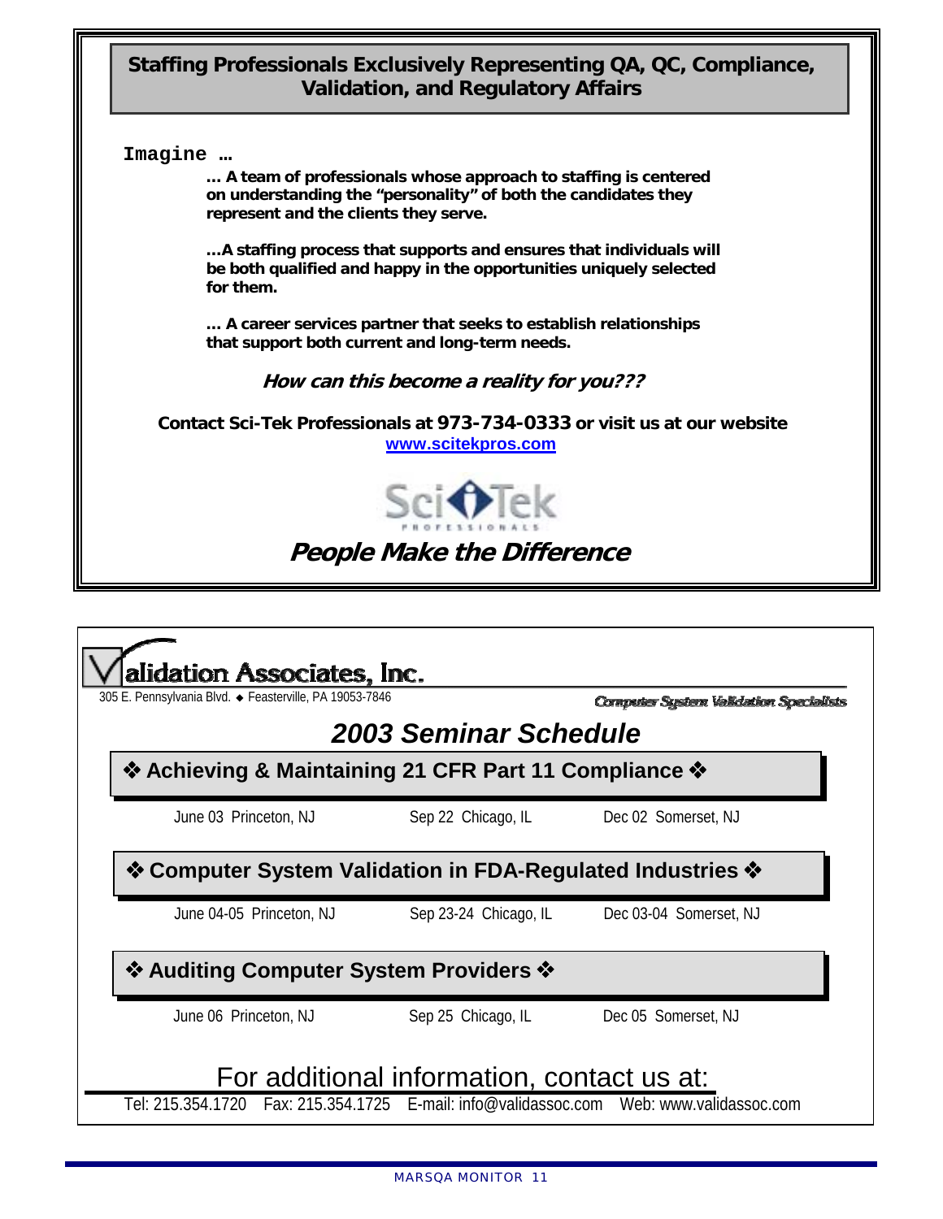## Staffing Professionals Exclusively Representing QA, QC, Compliance, Validation, and Regulatory Affairs

Imagine …

**… A team of professionals whose approach to staffing is centered on understanding the "personality" of both the candidates they represent and the clients they serve.**

**…A staffing process that supports and ensures that individuals will be both qualified and happy in the opportunities uniquely selected for them.**

**… A career services partner that seeks to establish relationships that support both current and long-term needs.**

***How can this become a reality for you???***

**Contact Sci-Tek Professionals at 973-734-0333 or visit us at our website**
**www.scitekpros.com**

Sci-Tek PROFESSIONALS

***People Make the Difference***

---

## Validation Associates, Inc.

305 E. Pennsylvania Blvd. ◆ Feasterville, PA 19053-7846

*Computer System Validation Specialists*

## *2003 Seminar Schedule*

### ❖ Achieving & Maintaining 21 CFR Part 11 Compliance ❖

| | | |
|---|---|---|
| June 03 Princeton, NJ | Sep 22 Chicago, IL | Dec 02 Somerset, NJ |

### ❖ Computer System Validation in FDA-Regulated Industries ❖

| | | |
|---|---|---|
| June 04-05 Princeton, NJ | Sep 23-24 Chicago, IL | Dec 03-04 Somerset, NJ |

### ❖ Auditing Computer System Providers ❖

| | | |
|---|---|---|
| June 06 Princeton, NJ | Sep 25 Chicago, IL | Dec 05 Somerset, NJ |

For additional information, contact us at:

Tel: 215.354.1720 Fax: 215.354.1725 E-mail: info@validassoc.com Web: www.validassoc.com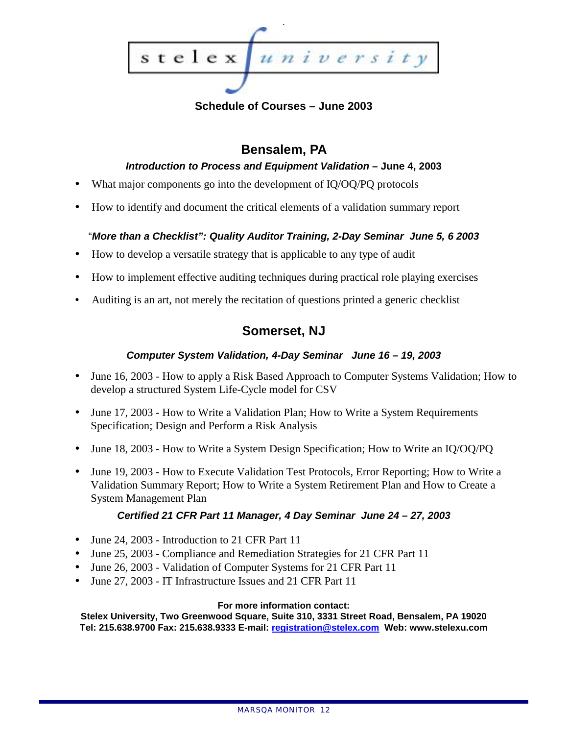stelex university

**Schedule of Courses – June 2003**

## Bensalem, PA

***Introduction to Process and Equipment Validation*** **– June 4, 2003**

- What major components go into the development of IQ/OQ/PQ protocols
- How to identify and document the critical elements of a validation summary report

"***More than a Checklist": Quality Auditor Training, 2-Day Seminar June 5, 6 2003***

- How to develop a versatile strategy that is applicable to any type of audit
- How to implement effective auditing techniques during practical role playing exercises
- Auditing is an art, not merely the recitation of questions printed a generic checklist

## Somerset, NJ

***Computer System Validation, 4-Day Seminar June 16 – 19, 2003***

- June 16, 2003 - How to apply a Risk Based Approach to Computer Systems Validation; How to develop a structured System Life-Cycle model for CSV
- June 17, 2003 - How to Write a Validation Plan; How to Write a System Requirements Specification; Design and Perform a Risk Analysis
- June 18, 2003 - How to Write a System Design Specification; How to Write an IQ/OQ/PQ
- June 19, 2003 - How to Execute Validation Test Protocols, Error Reporting; How to Write a Validation Summary Report; How to Write a System Retirement Plan and How to Create a System Management Plan

***Certified 21 CFR Part 11 Manager, 4 Day Seminar June 24 – 27, 2003***

- June 24, 2003 - Introduction to 21 CFR Part 11
- June 25, 2003 - Compliance and Remediation Strategies for 21 CFR Part 11
- June 26, 2003 - Validation of Computer Systems for 21 CFR Part 11
- June 27, 2003 - IT Infrastructure Issues and 21 CFR Part 11

**For more information contact:**
**Stelex University, Two Greenwood Square, Suite 310, 3331 Street Road, Bensalem, PA 19020**
**Tel: 215.638.9700 Fax: 215.638.9333 E-mail: registration@stelex.com Web: www.stelexu.com**